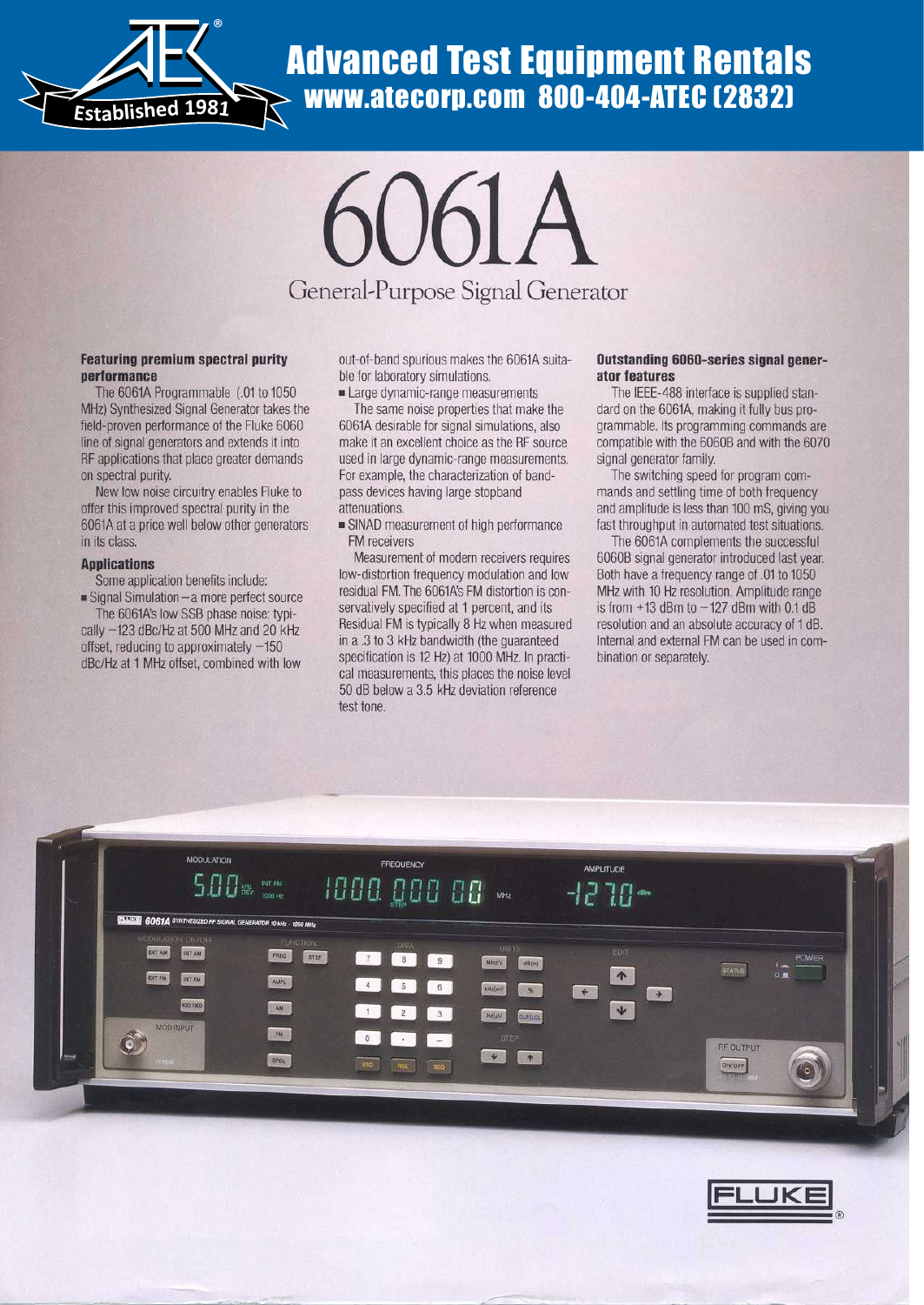# Advanced Test Equipment Rentals
## www.atecorp.com 800-404-ATEC (2832)

Established 1981

# 6061A

## General-Purpose Signal Generator

### Featuring premium spectral purity performance

The 6061A Programmable (.01 to 1050 MHz) Synthesized Signal Generator takes the field-proven performance of the Fluke 6060 line of signal generators and extends it into RF applications that place greater demands on spectral purity.

New low noise circuitry enables Fluke to offer this improved spectral purity in the 6061A at a price well below other generators in its class.

### Applications

Some application benefits include:

- Signal Simulation—a more perfect source

The 6061A's low SSB phase noise: typically −123 dBc/Hz at 500 MHz and 20 kHz offset, reducing to approximately −150 dBc/Hz at 1 MHz offset, combined with low out-of-band spurious makes the 6061A suitable for laboratory simulations.

- Large dynamic-range measurements

The same noise properties that make the 6061A desirable for signal simulations, also make it an excellent choice as the RF source used in large dynamic-range measurements. For example, the characterization of band-pass devices having large stopband attenuations.

- SINAD measurement of high performance FM receivers

Measurement of modern receivers requires low-distortion frequency modulation and low residual FM. The 6061A's FM distortion is conservatively specified at 1 percent, and its Residual FM is typically 8 Hz when measured in a .3 to 3 kHz bandwidth (the guaranteed specification is 12 Hz) at 1000 MHz. In practical measurements, this places the noise level 50 dB below a 3.5 kHz deviation reference test tone.

### Outstanding 6060-series signal generator features

The IEEE-488 interface is supplied standard on the 6061A, making it fully bus programmable. Its programming commands are compatible with the 6060B and with the 6070 signal generator family.

The switching speed for program commands and settling time of both frequency and amplitude is less than 100 mS, giving you fast throughput in automated test situations.

The 6061A complements the successful 6060B signal generator introduced last year. Both have a frequency range of .01 to 1050 MHz with 10 Hz resolution. Amplitude range is from +13 dBm to −127 dBm with 0.1 dB resolution and an absolute accuracy of 1 dB. Internal and external FM can be used in combination or separately.

FLUKE®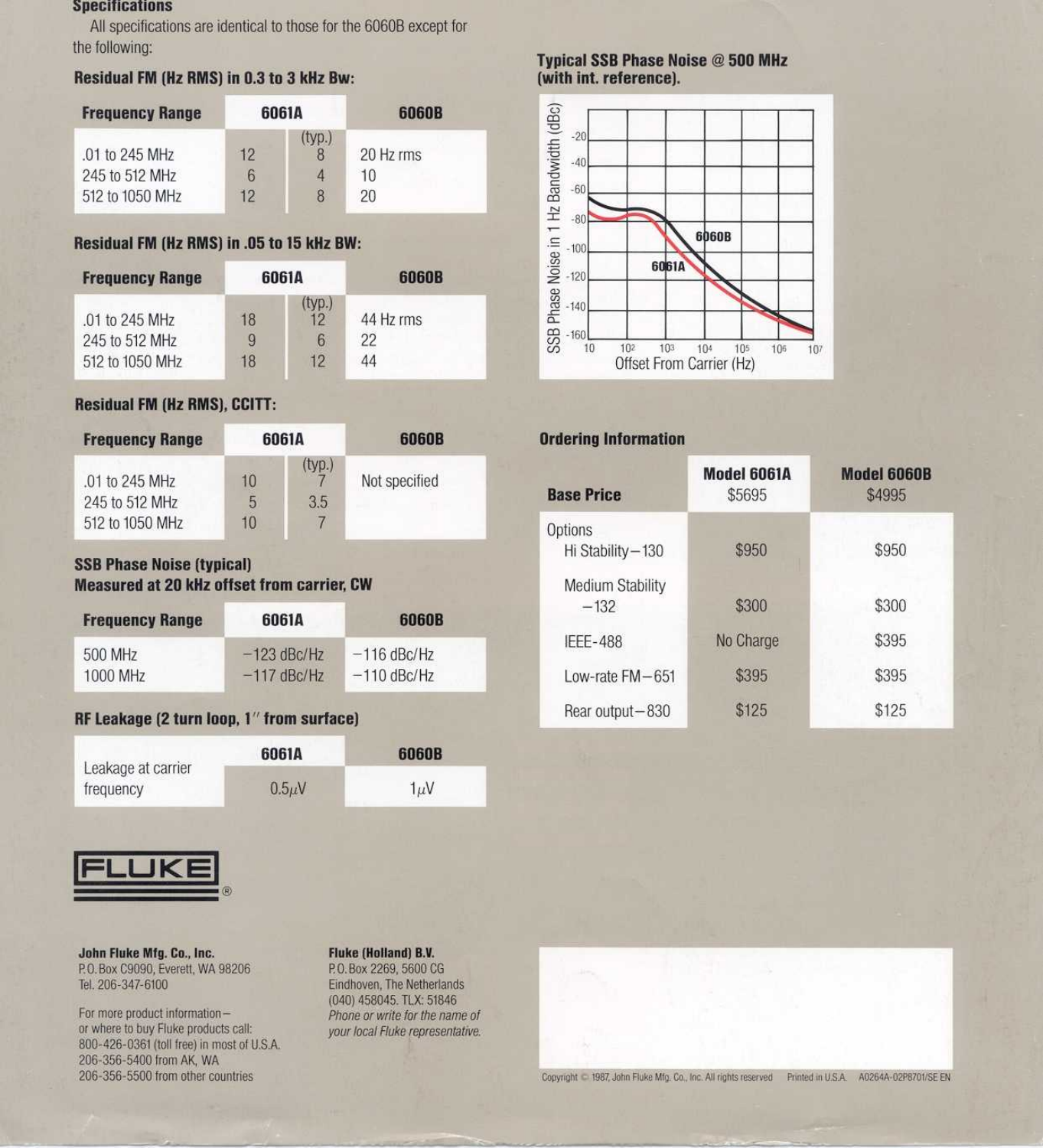## Specifications

All specifications are identical to those for the 6060B except for the following:

### Residual FM (Hz RMS) in 0.3 to 3 kHz Bw:

| Frequency Range | 6061A | (typ.) | 6060B |
|---|---|---|---|
| .01 to 245 MHz | 12 | 8 | 20 Hz rms |
| 245 to 512 MHz | 6 | 4 | 10 |
| 512 to 1050 MHz | 12 | 8 | 20 |

### Residual FM (Hz RMS) in .05 to 15 kHz BW:

| Frequency Range | 6061A | (typ.) | 6060B |
|---|---|---|---|
| .01 to 245 MHz | 18 | 12 | 44 Hz rms |
| 245 to 512 MHz | 9 | 6 | 22 |
| 512 to 1050 MHz | 18 | 12 | 44 |

### Residual FM (Hz RMS), CCITT:

| Frequency Range | 6061A | (typ.) | 6060B |
|---|---|---|---|
| .01 to 245 MHz | 10 | 7 | Not specified |
| 245 to 512 MHz | 5 | 3.5 | |
| 512 to 1050 MHz | 10 | 7 | |

### SSB Phase Noise (typical)
### Measured at 20 kHz offset from carrier, CW

| Frequency Range | 6061A | 6060B |
|---|---|---|
| 500 MHz | −123 dBc/Hz | −116 dBc/Hz |
| 1000 MHz | −117 dBc/Hz | −110 dBc/Hz |

### RF Leakage (2 turn loop, 1″ from surface)

| | 6061A | 6060B |
|---|---|---|
| Leakage at carrier frequency | 0.5μV | 1μV |

### Typical SSB Phase Noise @ 500 MHz (with int. reference).

SSB Phase Noise in 1 Hz Bandwidth (dBc)

-20, -40, -60, -80, -100, -120, -140, -160

10, $10^2$, $10^3$, $10^4$, $10^5$, $10^6$, $10^7$

Offset From Carrier (Hz)

6060B

6061A

### Ordering Information

| Base Price | Model 6061A $5695 | Model 6060B $4995 |
|---|---|---|
| Options | | |
| Hi Stability−130 | $950 | $950 |
| Medium Stability −132 | $300 | $300 |
| IEEE-488 | No Charge | $395 |
| Low-rate FM−651 | $395 | $395 |
| Rear output−830 | $125 | $125 |

FLUKE®

**John Fluke Mfg. Co., Inc.**
P.O. Box C9090, Everett, WA 98206
Tel. 206-347-6100

For more product information—
or where to buy Fluke products call:
800-426-0361 (toll free) in most of U.S.A.
206-356-5400 from AK, WA
206-356-5500 from other countries

**Fluke (Holland) B.V.**
P.O. Box 2269, 5600 CG
Eindhoven, The Netherlands
(040) 458045. TLX: 51846
*Phone or write for the name of your local Fluke representative.*

Copyright © 1987, John Fluke Mfg. Co., Inc. All rights reserved Printed in U.S.A. A0264A-02P8701/SE EN